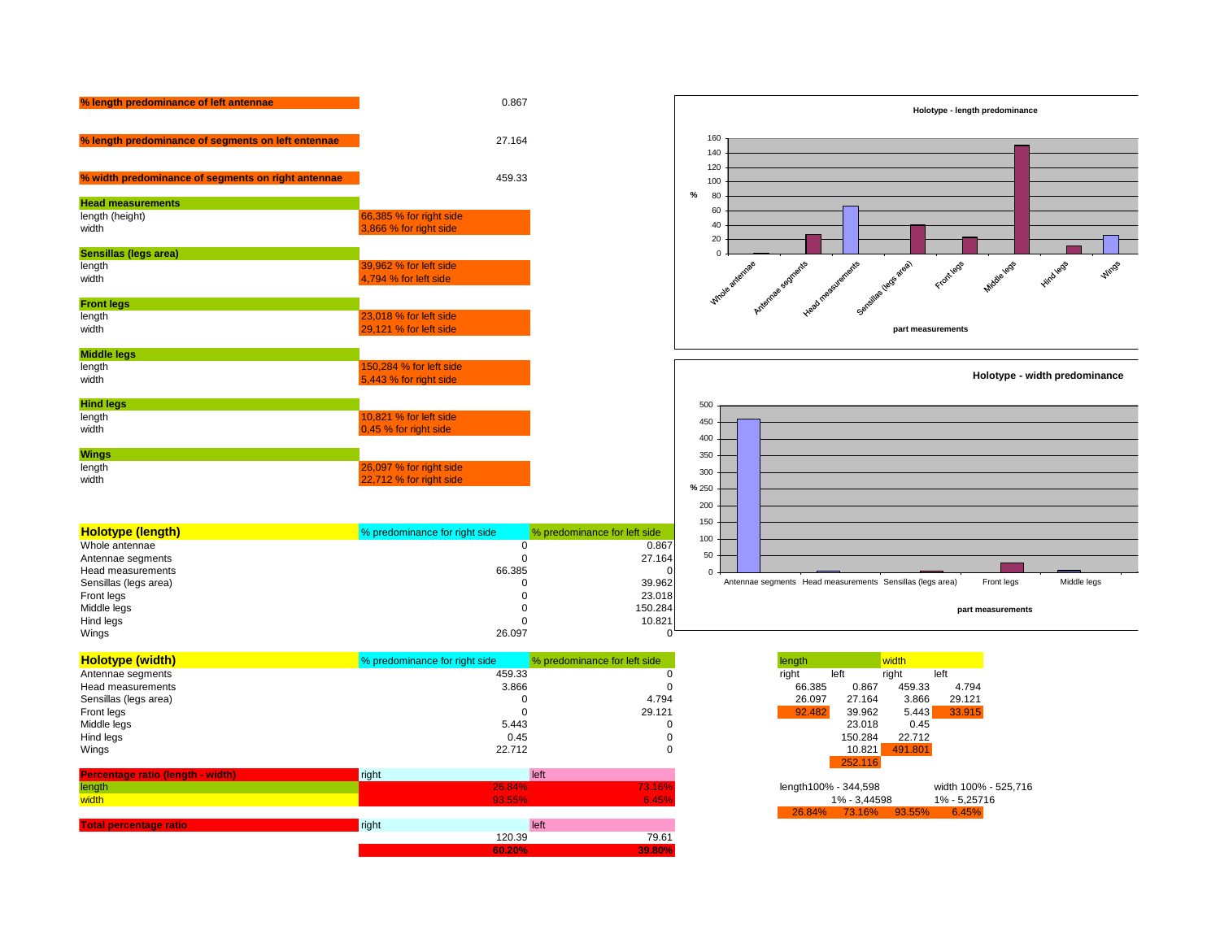**% length predominance of left antennae** 0.867

**% length predominance of segments on left entennae** 27.164

**% width predominance of segments on right antennae** 459.33

| **Head measurements** | |
|---|---|
| length (height) | 66,385 % for right side |
| width | 3,866 % for right side |
| **Sensillas (legs area)** | |
| length | 39,962 % for left side |
| width | 4,794 % for left side |
| **Front legs** | |
| length | 23,018 % for left side |
| width | 29,121 % for left side |
| **Middle legs** | |
| length | 150,284 % for left side |
| width | 5,443 % for right side |
| **Hind legs** | |
| length | 10,821 % for left side |
| width | 0,45 % for right side |
| **Wings** | |
| length | 26,097 % for right side |
| width | 22,712 % for right side |

**Holotype - length predominance**

| part measurements | % |
|---|---|
| Whole antennae | 0.867 |
| Antennae segments | 27.164 |
| Head measurements | 66.385 |
| Sensillas (legs area) | 39.962 |
| Front legs | 23.018 |
| Middle legs | 150.284 |
| Hind legs | 10.821 |
| Wings | 26.097 |

**Holotype - width predominance**

| part measurements | % |
|---|---|
| Antennae segments | 459.33 |
| Head measurements | 3.866 |
| Sensillas (legs area) | 4.794 |
| Front legs | 29.121 |
| Middle legs | 5.443 |

| **Holotype (length)** | % predominance for right side | % predominance for left side |
|---|---|---|
| Whole antennae | 0 | 0.867 |
| Antennae segments | 0 | 27.164 |
| Head measurements | 66.385 | 0 |
| Sensillas (legs area) | 0 | 39.962 |
| Front legs | 0 | 23.018 |
| Middle legs | 0 | 150.284 |
| Hind legs | 0 | 10.821 |
| Wings | 26.097 | 0 |

| **Holotype (width)** | % predominance for right side | % predominance for left side |
|---|---|---|
| Antennae segments | 459.33 | 0 |
| Head measurements | 3.866 | 0 |
| Sensillas (legs area) | 0 | 4.794 |
| Front legs | 0 | 29.121 |
| Middle legs | 5.443 | 0 |
| Hind legs | 0.45 | 0 |
| Wings | 22.712 | 0 |

| length | | width | |
|---|---|---|---|
| right | left | right | left |
| 66.385 | 0.867 | 459.33 | 4.794 |
| 26.097 | 27.164 | 3.866 | 29.121 |
| 92.482 | 39.962 | 5.443 | 33.915 |
| | 23.018 | 0.45 | |
| | 150.284 | 22.712 | |
| | 10.821 | 491.801 | |
| | 252.116 | | |

length100% - 344,598 width 100% - 525,716

1% - 3,44598 1% - 5,25716

| 26.84% | 73.16% | 93.55% | 6.45% |
|---|---|---|---|

| **Percentage ratio (length - width)** | right | left |
|---|---|---|
| length | 26.84% | 73.16% |
| width | 93.55% | 6.45% |

| **Total percentage ratio** | right | left |
|---|---|---|
| | 120.39 | 79.61 |
| | 60.20% | 39.80% |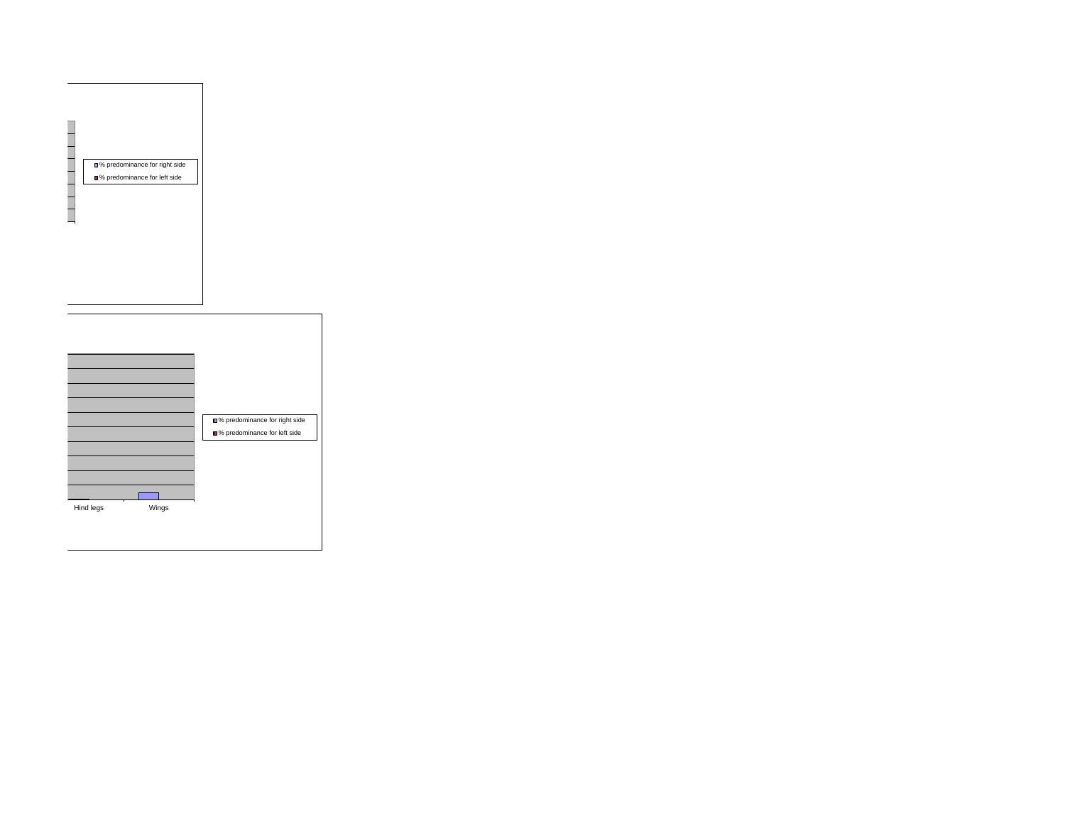% predominance for right side

% predominance for left side

Hind legs

Wings

% predominance for right side

% predominance for left side